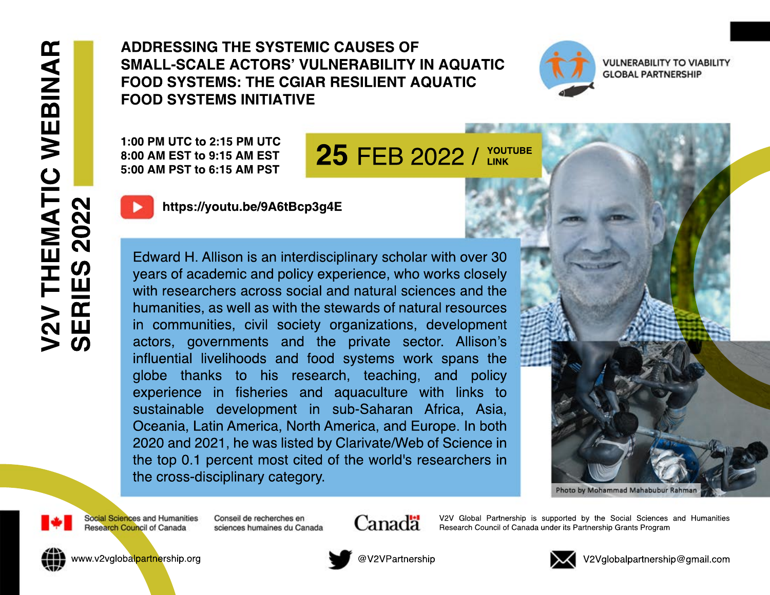# V2V THEMATIC WEBINAR SERIES 2022

## ADDRESSING THE SYSTEMIC CAUSES OF SMALL-SCALE ACTORS' VULNERABILITY IN AQUATIC FOOD SYSTEMS: THE CGIAR RESILIENT AQUATIC FOOD SYSTEMS INITIATIVE

VULNERABILITY TO VIABILITY GLOBAL PARTNERSHIP

1:00 PM UTC to 2:15 PM UTC
8:00 AM EST to 9:15 AM EST
5:00 AM PST to 6:15 AM PST

**25 FEB 2022 / YOUTUBE LINK**

https://youtu.be/9A6tBcp3g4E

Edward H. Allison is an interdisciplinary scholar with over 30 years of academic and policy experience, who works closely with researchers across social and natural sciences and the humanities, as well as with the stewards of natural resources in communities, civil society organizations, development actors, governments and the private sector. Allison's influential livelihoods and food systems work spans the globe thanks to his research, teaching, and policy experience in fisheries and aquaculture with links to sustainable development in sub-Saharan Africa, Asia, Oceania, Latin America, North America, and Europe. In both 2020 and 2021, he was listed by Clarivate/Web of Science in the top 0.1 percent most cited of the world's researchers in the cross-disciplinary category.

Photo by Mohammad Mahabubur Rahman

Social Sciences and Humanities Research Council of Canada | Conseil de recherches en sciences humaines du Canada | Canada

V2V Global Partnership is supported by the Social Sciences and Humanities Research Council of Canada under its Partnership Grants Program

www.v2vglobalpartnership.org | @V2VPartnership | V2Vglobalpartnership@gmail.com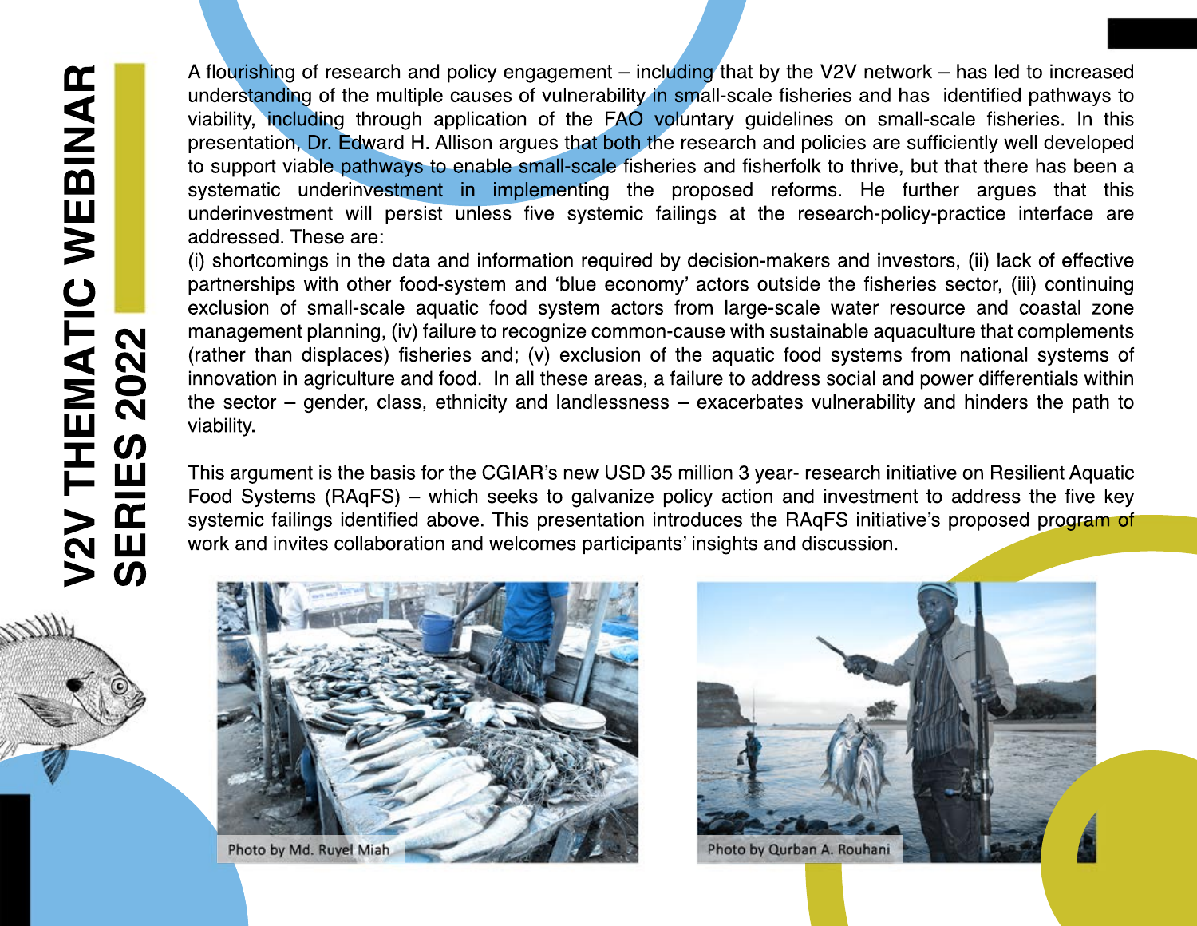# V2V THEMATIC WEBINAR SERIES 2022

A flourishing of research and policy engagement – including that by the V2V network – has led to increased understanding of the multiple causes of vulnerability in small-scale fisheries and has identified pathways to viability, including through application of the FAO voluntary guidelines on small-scale fisheries. In this presentation, Dr. Edward H. Allison argues that both the research and policies are sufficiently well developed to support viable pathways to enable small-scale fisheries and fisherfolk to thrive, but that there has been a systematic underinvestment in implementing the proposed reforms. He further argues that this underinvestment will persist unless five systemic failings at the research-policy-practice interface are addressed. These are:

(i) shortcomings in the data and information required by decision-makers and investors, (ii) lack of effective partnerships with other food-system and 'blue economy' actors outside the fisheries sector, (iii) continuing exclusion of small-scale aquatic food system actors from large-scale water resource and coastal zone management planning, (iv) failure to recognize common-cause with sustainable aquaculture that complements (rather than displaces) fisheries and; (v) exclusion of the aquatic food systems from national systems of innovation in agriculture and food. In all these areas, a failure to address social and power differentials within the sector – gender, class, ethnicity and landlessness – exacerbates vulnerability and hinders the path to viability.

This argument is the basis for the CGIAR's new USD 35 million 3 year- research initiative on Resilient Aquatic Food Systems (RAqFS) – which seeks to galvanize policy action and investment to address the five key systemic failings identified above. This presentation introduces the RAqFS initiative's proposed program of work and invites collaboration and welcomes participants' insights and discussion.

Photo by Md. Ruyel Miah

Photo by Qurban A. Rouhani